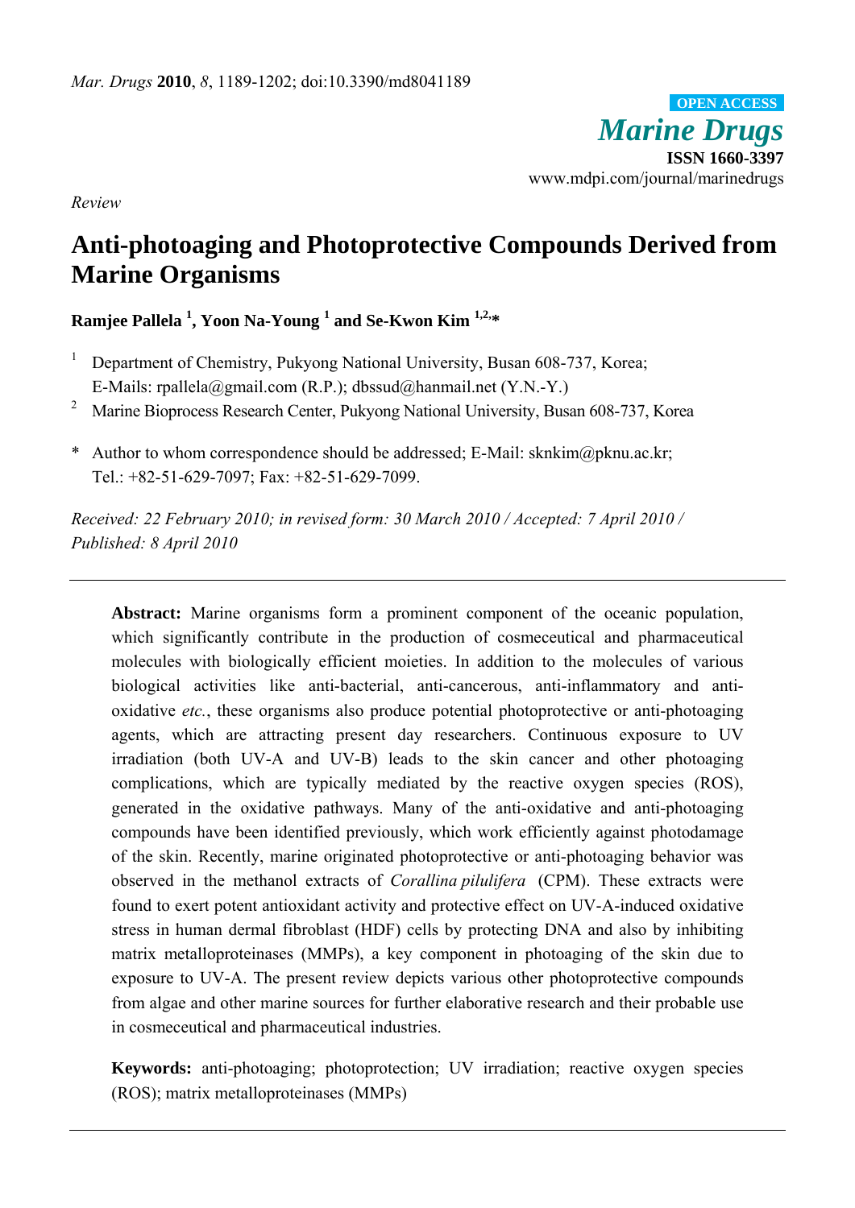*Review*

# Anti-photoaging and Photoprotective Compounds Derived from Marine Organisms

**Ramjee Pallela [1], Yoon Na-Young [1] and Se-Kwon Kim [1,2,*]**

[1] Department of Chemistry, Pukyong National University, Busan 608-737, Korea; E-Mails: rpallela@gmail.com (R.P.); dbssud@hanmail.net (Y.N.-Y.)

[2] Marine Bioprocess Research Center, Pukyong National University, Busan 608-737, Korea

\* Author to whom correspondence should be addressed; E-Mail: sknkim@pknu.ac.kr; Tel.: +82-51-629-7097; Fax: +82-51-629-7099.

*Received: 22 February 2010; in revised form: 30 March 2010 / Accepted: 7 April 2010 / Published: 8 April 2010*

---

**Abstract:** Marine organisms form a prominent component of the oceanic population, which significantly contribute in the production of cosmeceutical and pharmaceutical molecules with biologically efficient moieties. In addition to the molecules of various biological activities like anti-bacterial, anti-cancerous, anti-inflammatory and anti-oxidative *etc.*, these organisms also produce potential photoprotective or anti-photoaging agents, which are attracting present day researchers. Continuous exposure to UV irradiation (both UV-A and UV-B) leads to the skin cancer and other photoaging complications, which are typically mediated by the reactive oxygen species (ROS), generated in the oxidative pathways. Many of the anti-oxidative and anti-photoaging compounds have been identified previously, which work efficiently against photodamage of the skin. Recently, marine originated photoprotective or anti-photoaging behavior was observed in the methanol extracts of *Corallina pilulifera* (CPM). These extracts were found to exert potent antioxidant activity and protective effect on UV-A-induced oxidative stress in human dermal fibroblast (HDF) cells by protecting DNA and also by inhibiting matrix metalloproteinases (MMPs), a key component in photoaging of the skin due to exposure to UV-A. The present review depicts various other photoprotective compounds from algae and other marine sources for further elaborative research and their probable use in cosmeceutical and pharmaceutical industries.

**Keywords:** anti-photoaging; photoprotection; UV irradiation; reactive oxygen species (ROS); matrix metalloproteinases (MMPs)

---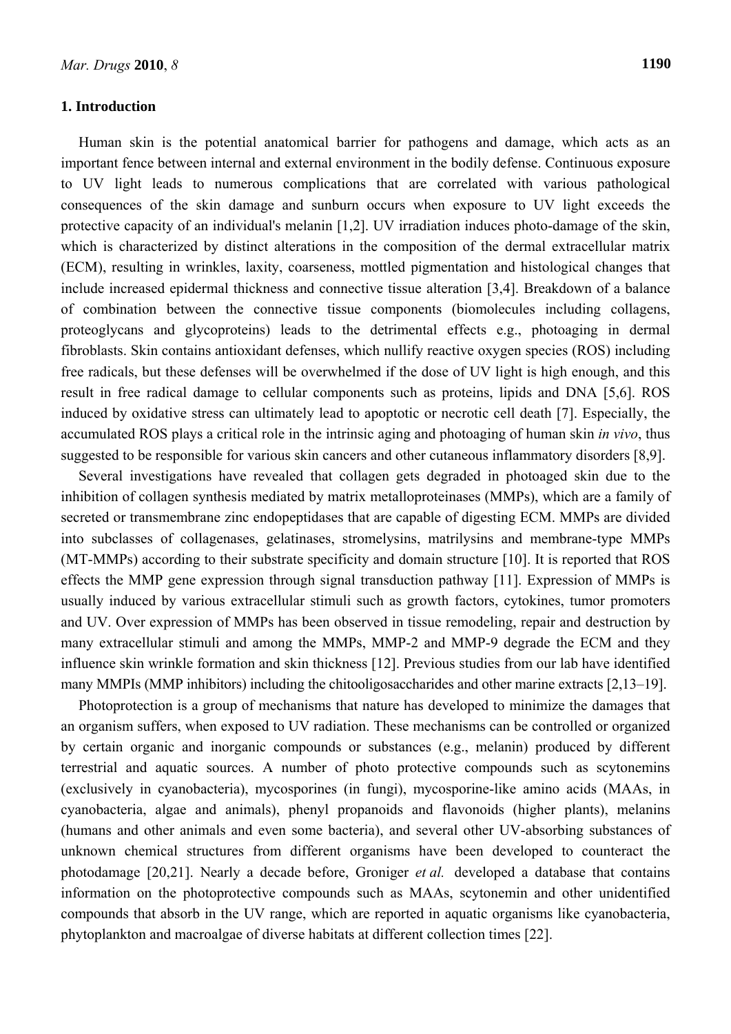## 1. Introduction

Human skin is the potential anatomical barrier for pathogens and damage, which acts as an important fence between internal and external environment in the bodily defense. Continuous exposure to UV light leads to numerous complications that are correlated with various pathological consequences of the skin damage and sunburn occurs when exposure to UV light exceeds the protective capacity of an individual's melanin [1,2]. UV irradiation induces photo-damage of the skin, which is characterized by distinct alterations in the composition of the dermal extracellular matrix (ECM), resulting in wrinkles, laxity, coarseness, mottled pigmentation and histological changes that include increased epidermal thickness and connective tissue alteration [3,4]. Breakdown of a balance of combination between the connective tissue components (biomolecules including collagens, proteoglycans and glycoproteins) leads to the detrimental effects e.g., photoaging in dermal fibroblasts. Skin contains antioxidant defenses, which nullify reactive oxygen species (ROS) including free radicals, but these defenses will be overwhelmed if the dose of UV light is high enough, and this result in free radical damage to cellular components such as proteins, lipids and DNA [5,6]. ROS induced by oxidative stress can ultimately lead to apoptotic or necrotic cell death [7]. Especially, the accumulated ROS plays a critical role in the intrinsic aging and photoaging of human skin *in vivo*, thus suggested to be responsible for various skin cancers and other cutaneous inflammatory disorders [8,9].

Several investigations have revealed that collagen gets degraded in photoaged skin due to the inhibition of collagen synthesis mediated by matrix metalloproteinases (MMPs), which are a family of secreted or transmembrane zinc endopeptidases that are capable of digesting ECM. MMPs are divided into subclasses of collagenases, gelatinases, stromelysins, matrilysins and membrane-type MMPs (MT-MMPs) according to their substrate specificity and domain structure [10]. It is reported that ROS effects the MMP gene expression through signal transduction pathway [11]. Expression of MMPs is usually induced by various extracellular stimuli such as growth factors, cytokines, tumor promoters and UV. Over expression of MMPs has been observed in tissue remodeling, repair and destruction by many extracellular stimuli and among the MMPs, MMP-2 and MMP-9 degrade the ECM and they influence skin wrinkle formation and skin thickness [12]. Previous studies from our lab have identified many MMPIs (MMP inhibitors) including the chitooligosaccharides and other marine extracts [2,13–19].

Photoprotection is a group of mechanisms that nature has developed to minimize the damages that an organism suffers, when exposed to UV radiation. These mechanisms can be controlled or organized by certain organic and inorganic compounds or substances (e.g., melanin) produced by different terrestrial and aquatic sources. A number of photo protective compounds such as scytonemins (exclusively in cyanobacteria), mycosporines (in fungi), mycosporine-like amino acids (MAAs, in cyanobacteria, algae and animals), phenyl propanoids and flavonoids (higher plants), melanins (humans and other animals and even some bacteria), and several other UV-absorbing substances of unknown chemical structures from different organisms have been developed to counteract the photodamage [20,21]. Nearly a decade before, Groniger *et al.* developed a database that contains information on the photoprotective compounds such as MAAs, scytonemin and other unidentified compounds that absorb in the UV range, which are reported in aquatic organisms like cyanobacteria, phytoplankton and macroalgae of diverse habitats at different collection times [22].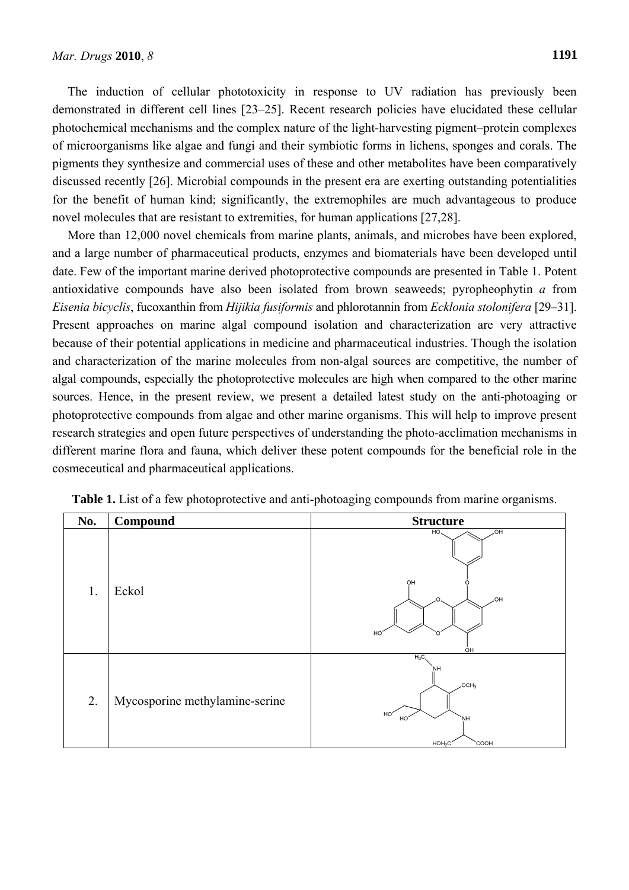The induction of cellular phototoxicity in response to UV radiation has previously been demonstrated in different cell lines [23–25]. Recent research policies have elucidated these cellular photochemical mechanisms and the complex nature of the light-harvesting pigment–protein complexes of microorganisms like algae and fungi and their symbiotic forms in lichens, sponges and corals. The pigments they synthesize and commercial uses of these and other metabolites have been comparatively discussed recently [26]. Microbial compounds in the present era are exerting outstanding potentialities for the benefit of human kind; significantly, the extremophiles are much advantageous to produce novel molecules that are resistant to extremities, for human applications [27,28].

More than 12,000 novel chemicals from marine plants, animals, and microbes have been explored, and a large number of pharmaceutical products, enzymes and biomaterials have been developed until date. Few of the important marine derived photoprotective compounds are presented in Table 1. Potent antioxidative compounds have also been isolated from brown seaweeds; pyropheophytin *a* from *Eisenia bicyclis*, fucoxanthin from *Hijikia fusiformis* and phlorotannin from *Ecklonia stolonifera* [29–31]. Present approaches on marine algal compound isolation and characterization are very attractive because of their potential applications in medicine and pharmaceutical industries. Though the isolation and characterization of the marine molecules from non-algal sources are competitive, the number of algal compounds, especially the photoprotective molecules are high when compared to the other marine sources. Hence, in the present review, we present a detailed latest study on the anti-photoaging or photoprotective compounds from algae and other marine organisms. This will help to improve present research strategies and open future perspectives of understanding the photo-acclimation mechanisms in different marine flora and fauna, which deliver these potent compounds for the beneficial role in the cosmeceutical and pharmaceutical applications.

**Table 1.** List of a few photoprotective and anti-photoaging compounds from marine organisms.

| No. | Compound | Structure |
|---|---|---|
| 1. | Eckol | |
| 2. | Mycosporine methylamine-serine | |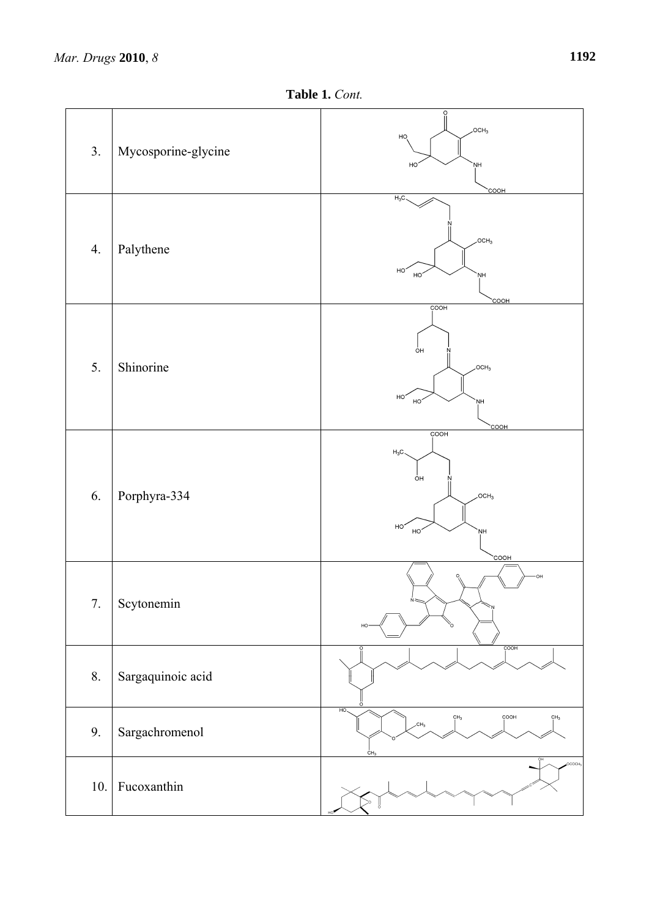**Table 1.** *Cont.*

| | | |
|---|---|---|
| 3. | Mycosporine-glycine | |
| 4. | Palythene | |
| 5. | Shinorine | |
| 6. | Porphyra-334 | |
| 7. | Scytonemin | |
| 8. | Sargaquinoic acid | |
| 9. | Sargachromenol | |
| 10. | Fucoxanthin | |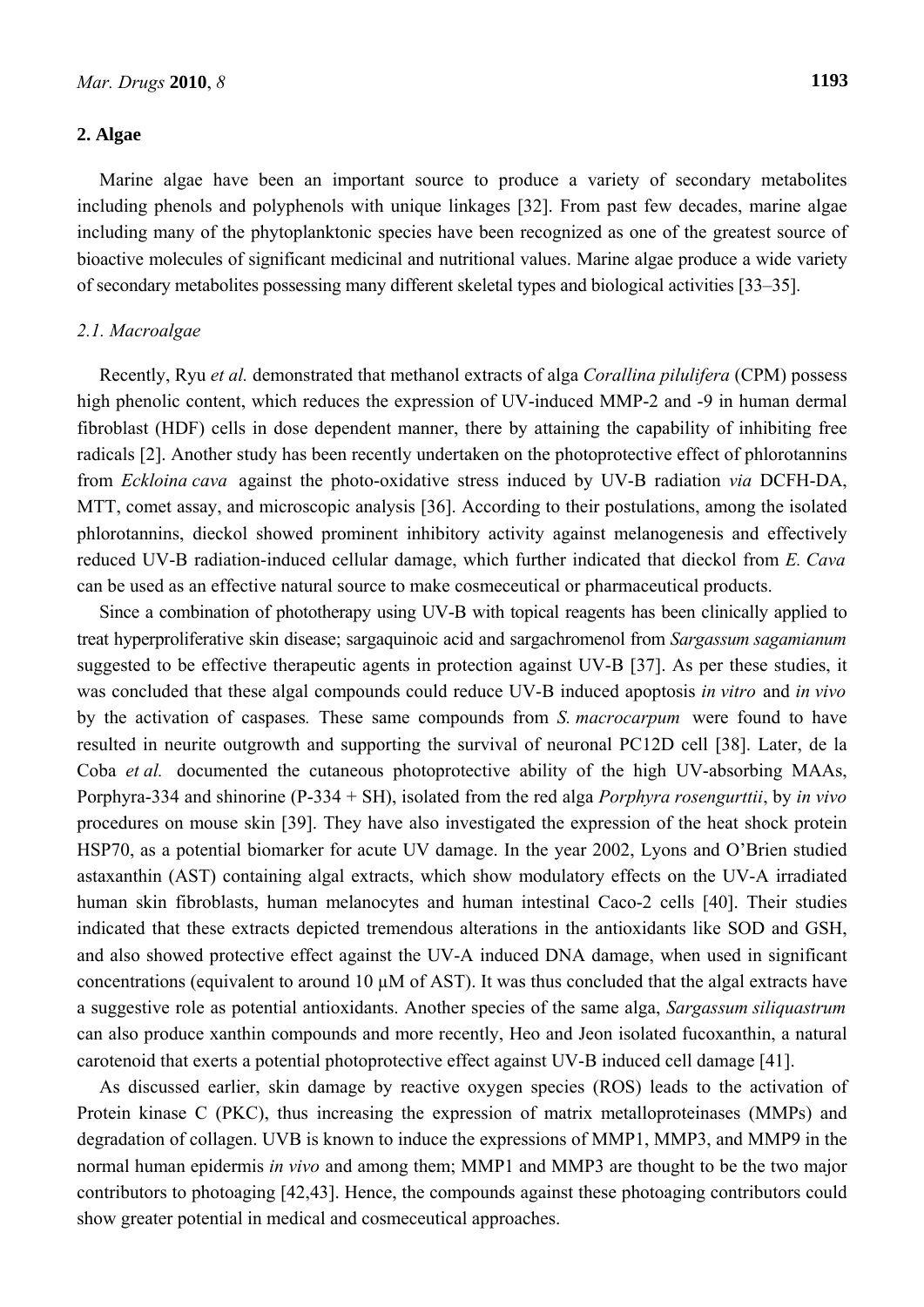## 2. Algae

Marine algae have been an important source to produce a variety of secondary metabolites including phenols and polyphenols with unique linkages [32]. From past few decades, marine algae including many of the phytoplanktonic species have been recognized as one of the greatest source of bioactive molecules of significant medicinal and nutritional values. Marine algae produce a wide variety of secondary metabolites possessing many different skeletal types and biological activities [33–35].

### *2.1. Macroalgae*

Recently, Ryu *et al.* demonstrated that methanol extracts of alga *Corallina pilulifera* (CPM) possess high phenolic content, which reduces the expression of UV-induced MMP-2 and -9 in human dermal fibroblast (HDF) cells in dose dependent manner, there by attaining the capability of inhibiting free radicals [2]. Another study has been recently undertaken on the photoprotective effect of phlorotannins from *Eckloina cava* against the photo-oxidative stress induced by UV-B radiation *via* DCFH-DA, MTT, comet assay, and microscopic analysis [36]. According to their postulations, among the isolated phlorotannins, dieckol showed prominent inhibitory activity against melanogenesis and effectively reduced UV-B radiation-induced cellular damage, which further indicated that dieckol from *E. Cava* can be used as an effective natural source to make cosmeceutical or pharmaceutical products.

Since a combination of phototherapy using UV-B with topical reagents has been clinically applied to treat hyperproliferative skin disease; sargaquinoic acid and sargachromenol from *Sargassum sagamianum* suggested to be effective therapeutic agents in protection against UV-B [37]. As per these studies, it was concluded that these algal compounds could reduce UV-B induced apoptosis *in vitro* and *in vivo* by the activation of caspases. These same compounds from *S. macrocarpum* were found to have resulted in neurite outgrowth and supporting the survival of neuronal PC12D cell [38]. Later, de la Coba *et al.* documented the cutaneous photoprotective ability of the high UV-absorbing MAAs, Porphyra-334 and shinorine (P-334 + SH), isolated from the red alga *Porphyra rosengurttii*, by *in vivo* procedures on mouse skin [39]. They have also investigated the expression of the heat shock protein HSP70, as a potential biomarker for acute UV damage. In the year 2002, Lyons and O'Brien studied astaxanthin (AST) containing algal extracts, which show modulatory effects on the UV-A irradiated human skin fibroblasts, human melanocytes and human intestinal Caco-2 cells [40]. Their studies indicated that these extracts depicted tremendous alterations in the antioxidants like SOD and GSH, and also showed protective effect against the UV-A induced DNA damage, when used in significant concentrations (equivalent to around 10 µM of AST). It was thus concluded that the algal extracts have a suggestive role as potential antioxidants. Another species of the same alga, *Sargassum siliquastrum* can also produce xanthin compounds and more recently, Heo and Jeon isolated fucoxanthin, a natural carotenoid that exerts a potential photoprotective effect against UV-B induced cell damage [41].

As discussed earlier, skin damage by reactive oxygen species (ROS) leads to the activation of Protein kinase C (PKC), thus increasing the expression of matrix metalloproteinases (MMPs) and degradation of collagen. UVB is known to induce the expressions of MMP1, MMP3, and MMP9 in the normal human epidermis *in vivo* and among them; MMP1 and MMP3 are thought to be the two major contributors to photoaging [42,43]. Hence, the compounds against these photoaging contributors could show greater potential in medical and cosmeceutical approaches.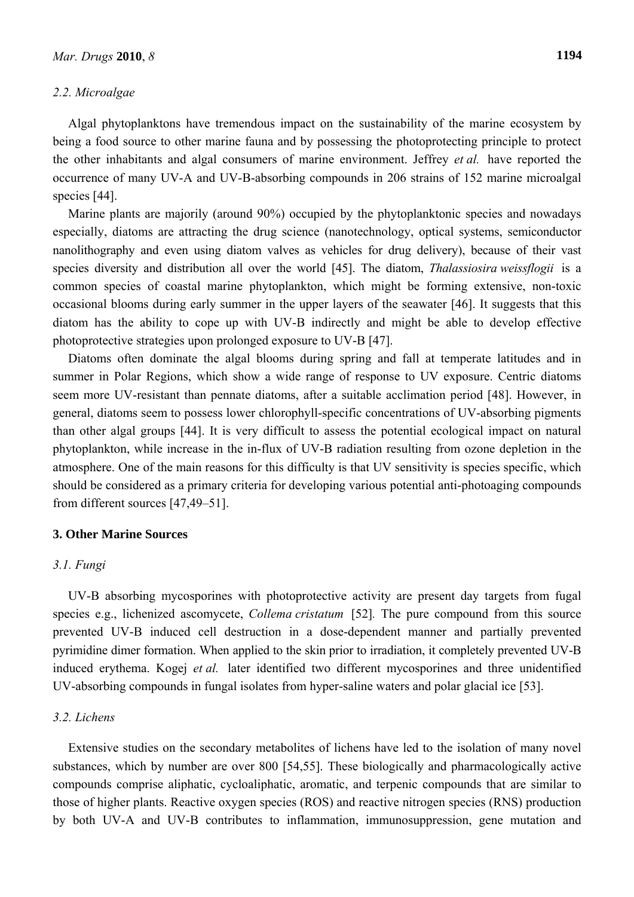### 2.2. Microalgae

Algal phytoplanktons have tremendous impact on the sustainability of the marine ecosystem by being a food source to other marine fauna and by possessing the photoprotecting principle to protect the other inhabitants and algal consumers of marine environment. Jeffrey *et al.* have reported the occurrence of many UV-A and UV-B-absorbing compounds in 206 strains of 152 marine microalgal species [44].

Marine plants are majorily (around 90%) occupied by the phytoplanktonic species and nowadays especially, diatoms are attracting the drug science (nanotechnology, optical systems, semiconductor nanolithography and even using diatom valves as vehicles for drug delivery), because of their vast species diversity and distribution all over the world [45]. The diatom, *Thalassiosira weissflogii* is a common species of coastal marine phytoplankton, which might be forming extensive, non-toxic occasional blooms during early summer in the upper layers of the seawater [46]. It suggests that this diatom has the ability to cope up with UV-B indirectly and might be able to develop effective photoprotective strategies upon prolonged exposure to UV-B [47].

Diatoms often dominate the algal blooms during spring and fall at temperate latitudes and in summer in Polar Regions, which show a wide range of response to UV exposure. Centric diatoms seem more UV-resistant than pennate diatoms, after a suitable acclimation period [48]. However, in general, diatoms seem to possess lower chlorophyll-specific concentrations of UV-absorbing pigments than other algal groups [44]. It is very difficult to assess the potential ecological impact on natural phytoplankton, while increase in the in-flux of UV-B radiation resulting from ozone depletion in the atmosphere. One of the main reasons for this difficulty is that UV sensitivity is species specific, which should be considered as a primary criteria for developing various potential anti-photoaging compounds from different sources [47,49–51].

## 3. Other Marine Sources

### 3.1. Fungi

UV-B absorbing mycosporines with photoprotective activity are present day targets from fugal species e.g., lichenized ascomycete, *Collema cristatum* [52]. The pure compound from this source prevented UV-B induced cell destruction in a dose-dependent manner and partially prevented pyrimidine dimer formation. When applied to the skin prior to irradiation, it completely prevented UV-B induced erythema. Kogej *et al.* later identified two different mycosporines and three unidentified UV-absorbing compounds in fungal isolates from hyper-saline waters and polar glacial ice [53].

### 3.2. Lichens

Extensive studies on the secondary metabolites of lichens have led to the isolation of many novel substances, which by number are over 800 [54,55]. These biologically and pharmacologically active compounds comprise aliphatic, cycloaliphatic, aromatic, and terpenic compounds that are similar to those of higher plants. Reactive oxygen species (ROS) and reactive nitrogen species (RNS) production by both UV-A and UV-B contributes to inflammation, immunosuppression, gene mutation and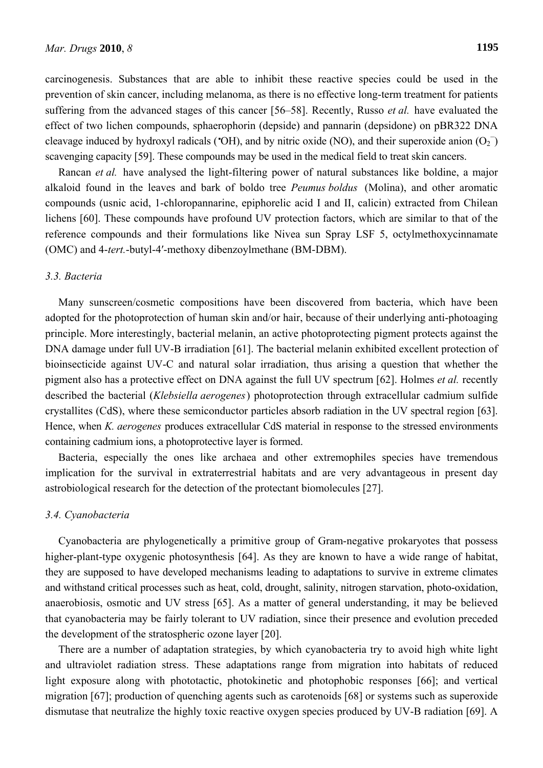carcinogenesis. Substances that are able to inhibit these reactive species could be used in the prevention of skin cancer, including melanoma, as there is no effective long-term treatment for patients suffering from the advanced stages of this cancer [56–58]. Recently, Russo *et al.* have evaluated the effect of two lichen compounds, sphaerophorin (depside) and pannarin (depsidone) on pBR322 DNA cleavage induced by hydroxyl radicals (•OH), and by nitric oxide (NO), and their superoxide anion ($O_2^-$) scavenging capacity [59]. These compounds may be used in the medical field to treat skin cancers.

Rancan *et al.* have analysed the light-filtering power of natural substances like boldine, a major alkaloid found in the leaves and bark of boldo tree *Peumus boldus* (Molina), and other aromatic compounds (usnic acid, 1-chloropannarine, epiphorelic acid I and II, calicin) extracted from Chilean lichens [60]. These compounds have profound UV protection factors, which are similar to that of the reference compounds and their formulations like Nivea sun Spray LSF 5, octylmethoxycinnamate (OMC) and 4-*tert.*-butyl-4′-methoxy dibenzoylmethane (BM-DBM).

### 3.3. Bacteria

Many sunscreen/cosmetic compositions have been discovered from bacteria, which have been adopted for the photoprotection of human skin and/or hair, because of their underlying anti-photoaging principle. More interestingly, bacterial melanin, an active photoprotecting pigment protects against the DNA damage under full UV-B irradiation [61]. The bacterial melanin exhibited excellent protection of bioinsecticide against UV-C and natural solar irradiation, thus arising a question that whether the pigment also has a protective effect on DNA against the full UV spectrum [62]. Holmes *et al.* recently described the bacterial (*Klebsiella aerogenes*) photoprotection through extracellular cadmium sulfide crystallites (CdS), where these semiconductor particles absorb radiation in the UV spectral region [63]. Hence, when *K. aerogenes* produces extracellular CdS material in response to the stressed environments containing cadmium ions, a photoprotective layer is formed.

Bacteria, especially the ones like archaea and other extremophiles species have tremendous implication for the survival in extraterrestrial habitats and are very advantageous in present day astrobiological research for the detection of the protectant biomolecules [27].

### 3.4. Cyanobacteria

Cyanobacteria are phylogenetically a primitive group of Gram-negative prokaryotes that possess higher-plant-type oxygenic photosynthesis [64]. As they are known to have a wide range of habitat, they are supposed to have developed mechanisms leading to adaptations to survive in extreme climates and withstand critical processes such as heat, cold, drought, salinity, nitrogen starvation, photo-oxidation, anaerobiosis, osmotic and UV stress [65]. As a matter of general understanding, it may be believed that cyanobacteria may be fairly tolerant to UV radiation, since their presence and evolution preceded the development of the stratospheric ozone layer [20].

There are a number of adaptation strategies, by which cyanobacteria try to avoid high white light and ultraviolet radiation stress. These adaptations range from migration into habitats of reduced light exposure along with phototactic, photokinetic and photophobic responses [66]; and vertical migration [67]; production of quenching agents such as carotenoids [68] or systems such as superoxide dismutase that neutralize the highly toxic reactive oxygen species produced by UV-B radiation [69]. A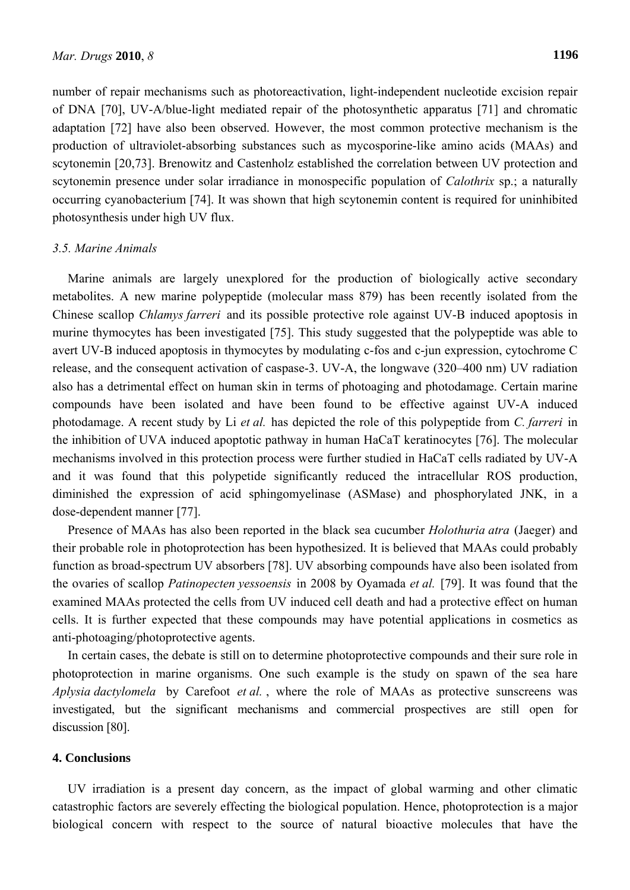number of repair mechanisms such as photoreactivation, light-independent nucleotide excision repair of DNA [70], UV-A/blue-light mediated repair of the photosynthetic apparatus [71] and chromatic adaptation [72] have also been observed. However, the most common protective mechanism is the production of ultraviolet-absorbing substances such as mycosporine-like amino acids (MAAs) and scytonemin [20,73]. Brenowitz and Castenholz established the correlation between UV protection and scytonemin presence under solar irradiance in monospecific population of *Calothrix* sp.; a naturally occurring cyanobacterium [74]. It was shown that high scytonemin content is required for uninhibited photosynthesis under high UV flux.

### 3.5. Marine Animals

Marine animals are largely unexplored for the production of biologically active secondary metabolites. A new marine polypeptide (molecular mass 879) has been recently isolated from the Chinese scallop *Chlamys farreri* and its possible protective role against UV-B induced apoptosis in murine thymocytes has been investigated [75]. This study suggested that the polypeptide was able to avert UV-B induced apoptosis in thymocytes by modulating c-fos and c-jun expression, cytochrome C release, and the consequent activation of caspase-3. UV-A, the longwave (320–400 nm) UV radiation also has a detrimental effect on human skin in terms of photoaging and photodamage. Certain marine compounds have been isolated and have been found to be effective against UV-A induced photodamage. A recent study by Li *et al.* has depicted the role of this polypeptide from *C. farreri* in the inhibition of UVA induced apoptotic pathway in human HaCaT keratinocytes [76]. The molecular mechanisms involved in this protection process were further studied in HaCaT cells radiated by UV-A and it was found that this polypetide significantly reduced the intracellular ROS production, diminished the expression of acid sphingomyelinase (ASMase) and phosphorylated JNK, in a dose-dependent manner [77].

Presence of MAAs has also been reported in the black sea cucumber *Holothuria atra* (Jaeger) and their probable role in photoprotection has been hypothesized. It is believed that MAAs could probably function as broad-spectrum UV absorbers [78]. UV absorbing compounds have also been isolated from the ovaries of scallop *Patinopecten yessoensis* in 2008 by Oyamada *et al.* [79]. It was found that the examined MAAs protected the cells from UV induced cell death and had a protective effect on human cells. It is further expected that these compounds may have potential applications in cosmetics as anti-photoaging/photoprotective agents.

In certain cases, the debate is still on to determine photoprotective compounds and their sure role in photoprotection in marine organisms. One such example is the study on spawn of the sea hare *Aplysia dactylomela* by Carefoot *et al.*, where the role of MAAs as protective sunscreens was investigated, but the significant mechanisms and commercial prospectives are still open for discussion [80].

## 4. Conclusions

UV irradiation is a present day concern, as the impact of global warming and other climatic catastrophic factors are severely effecting the biological population. Hence, photoprotection is a major biological concern with respect to the source of natural bioactive molecules that have the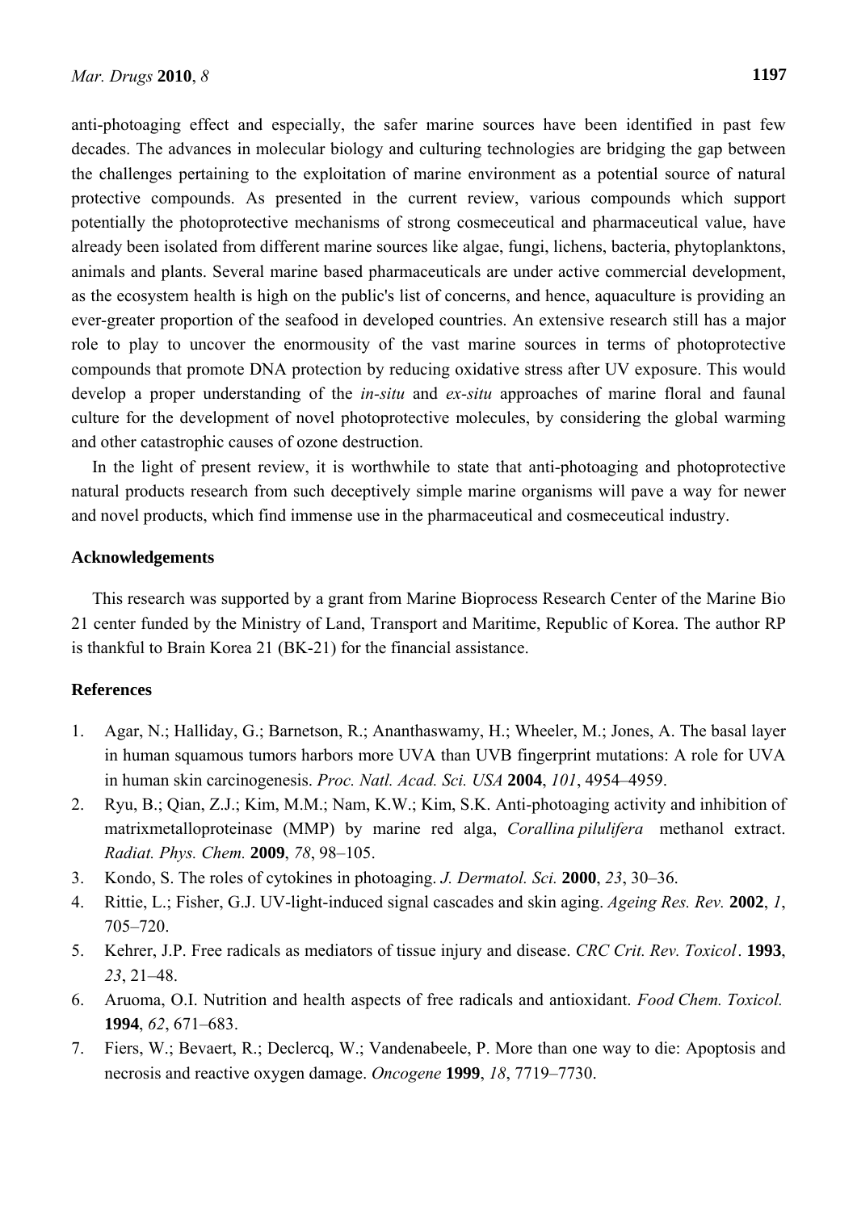anti-photoaging effect and especially, the safer marine sources have been identified in past few decades. The advances in molecular biology and culturing technologies are bridging the gap between the challenges pertaining to the exploitation of marine environment as a potential source of natural protective compounds. As presented in the current review, various compounds which support potentially the photoprotective mechanisms of strong cosmeceutical and pharmaceutical value, have already been isolated from different marine sources like algae, fungi, lichens, bacteria, phytoplanktons, animals and plants. Several marine based pharmaceuticals are under active commercial development, as the ecosystem health is high on the public's list of concerns, and hence, aquaculture is providing an ever-greater proportion of the seafood in developed countries. An extensive research still has a major role to play to uncover the enormousity of the vast marine sources in terms of photoprotective compounds that promote DNA protection by reducing oxidative stress after UV exposure. This would develop a proper understanding of the *in-situ* and *ex-situ* approaches of marine floral and faunal culture for the development of novel photoprotective molecules, by considering the global warming and other catastrophic causes of ozone destruction.

In the light of present review, it is worthwhile to state that anti-photoaging and photoprotective natural products research from such deceptively simple marine organisms will pave a way for newer and novel products, which find immense use in the pharmaceutical and cosmeceutical industry.

## Acknowledgements

This research was supported by a grant from Marine Bioprocess Research Center of the Marine Bio 21 center funded by the Ministry of Land, Transport and Maritime, Republic of Korea. The author RP is thankful to Brain Korea 21 (BK-21) for the financial assistance.

## References

1. Agar, N.; Halliday, G.; Barnetson, R.; Ananthaswamy, H.; Wheeler, M.; Jones, A. The basal layer in human squamous tumors harbors more UVA than UVB fingerprint mutations: A role for UVA in human skin carcinogenesis. *Proc. Natl. Acad. Sci. USA* **2004**, *101*, 4954–4959.
2. Ryu, B.; Qian, Z.J.; Kim, M.M.; Nam, K.W.; Kim, S.K. Anti-photoaging activity and inhibition of matrixmetalloproteinase (MMP) by marine red alga, *Corallina pilulifera* methanol extract. *Radiat. Phys. Chem.* **2009**, *78*, 98–105.
3. Kondo, S. The roles of cytokines in photoaging. *J. Dermatol. Sci.* **2000**, *23*, 30–36.
4. Rittie, L.; Fisher, G.J. UV-light-induced signal cascades and skin aging. *Ageing Res. Rev.* **2002**, *1*, 705–720.
5. Kehrer, J.P. Free radicals as mediators of tissue injury and disease. *CRC Crit. Rev. Toxicol*. **1993**, *23*, 21–48.
6. Aruoma, O.I. Nutrition and health aspects of free radicals and antioxidant. *Food Chem. Toxicol.* **1994**, *62*, 671–683.
7. Fiers, W.; Bevaert, R.; Declercq, W.; Vandenabeele, P. More than one way to die: Apoptosis and necrosis and reactive oxygen damage. *Oncogene* **1999**, *18*, 7719–7730.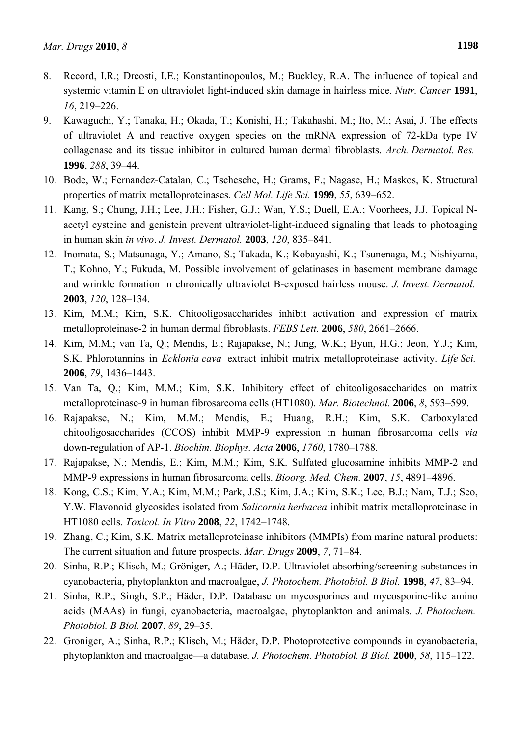8. Record, I.R.; Dreosti, I.E.; Konstantinopoulos, M.; Buckley, R.A. The influence of topical and systemic vitamin E on ultraviolet light-induced skin damage in hairless mice. *Nutr. Cancer* **1991**, *16*, 219–226.
9. Kawaguchi, Y.; Tanaka, H.; Okada, T.; Konishi, H.; Takahashi, M.; Ito, M.; Asai, J. The effects of ultraviolet A and reactive oxygen species on the mRNA expression of 72-kDa type IV collagenase and its tissue inhibitor in cultured human dermal fibroblasts. *Arch. Dermatol. Res.* **1996**, *288*, 39–44.
10. Bode, W.; Fernandez-Catalan, C.; Tschesche, H.; Grams, F.; Nagase, H.; Maskos, K. Structural properties of matrix metalloproteinases. *Cell Mol. Life Sci.* **1999**, *55*, 639–652.
11. Kang, S.; Chung, J.H.; Lee, J.H.; Fisher, G.J.; Wan, Y.S.; Duell, E.A.; Voorhees, J.J. Topical N-acetyl cysteine and genistein prevent ultraviolet-light-induced signaling that leads to photoaging in human skin *in vivo*. *J. Invest. Dermatol.* **2003**, *120*, 835–841.
12. Inomata, S.; Matsunaga, Y.; Amano, S.; Takada, K.; Kobayashi, K.; Tsunenaga, M.; Nishiyama, T.; Kohno, Y.; Fukuda, M. Possible involvement of gelatinases in basement membrane damage and wrinkle formation in chronically ultraviolet B-exposed hairless mouse. *J. Invest. Dermatol.* **2003**, *120*, 128–134.
13. Kim, M.M.; Kim, S.K. Chitooligosaccharides inhibit activation and expression of matrix metalloproteinase-2 in human dermal fibroblasts. *FEBS Lett.* **2006**, *580*, 2661–2666.
14. Kim, M.M.; van Ta, Q.; Mendis, E.; Rajapakse, N.; Jung, W.K.; Byun, H.G.; Jeon, Y.J.; Kim, S.K. Phlorotannins in *Ecklonia cava* extract inhibit matrix metalloproteinase activity. *Life Sci.* **2006**, *79*, 1436–1443.
15. Van Ta, Q.; Kim, M.M.; Kim, S.K. Inhibitory effect of chitooligosaccharides on matrix metalloproteinase-9 in human fibrosarcoma cells (HT1080). *Mar. Biotechnol.* **2006**, *8*, 593–599.
16. Rajapakse, N.; Kim, M.M.; Mendis, E.; Huang, R.H.; Kim, S.K. Carboxylated chitooligosaccharides (CCOS) inhibit MMP-9 expression in human fibrosarcoma cells *via* down-regulation of AP-1. *Biochim. Biophys. Acta* **2006**, *1760*, 1780–1788.
17. Rajapakse, N.; Mendis, E.; Kim, M.M.; Kim, S.K. Sulfated glucosamine inhibits MMP-2 and MMP-9 expressions in human fibrosarcoma cells. *Bioorg. Med. Chem.* **2007**, *15*, 4891–4896.
18. Kong, C.S.; Kim, Y.A.; Kim, M.M.; Park, J.S.; Kim, J.A.; Kim, S.K.; Lee, B.J.; Nam, T.J.; Seo, Y.W. Flavonoid glycosides isolated from *Salicornia herbacea* inhibit matrix metalloproteinase in HT1080 cells. *Toxicol. In Vitro* **2008**, *22*, 1742–1748.
19. Zhang, C.; Kim, S.K. Matrix metalloproteinase inhibitors (MMPIs) from marine natural products: The current situation and future prospects. *Mar. Drugs* **2009**, *7*, 71–84.
20. Sinha, R.P.; Klisch, M.; Gröniger, A.; Häder, D.P. Ultraviolet-absorbing/screening substances in cyanobacteria, phytoplankton and macroalgae, *J. Photochem. Photobiol. B Biol.* **1998**, *47*, 83–94.
21. Sinha, R.P.; Singh, S.P.; Häder, D.P. Database on mycosporines and mycosporine-like amino acids (MAAs) in fungi, cyanobacteria, macroalgae, phytoplankton and animals. *J. Photochem. Photobiol. B Biol.* **2007**, *89*, 29–35.
22. Groniger, A.; Sinha, R.P.; Klisch, M.; Häder, D.P. Photoprotective compounds in cyanobacteria, phytoplankton and macroalgae—a database. *J. Photochem. Photobiol. B Biol.* **2000**, *58*, 115–122.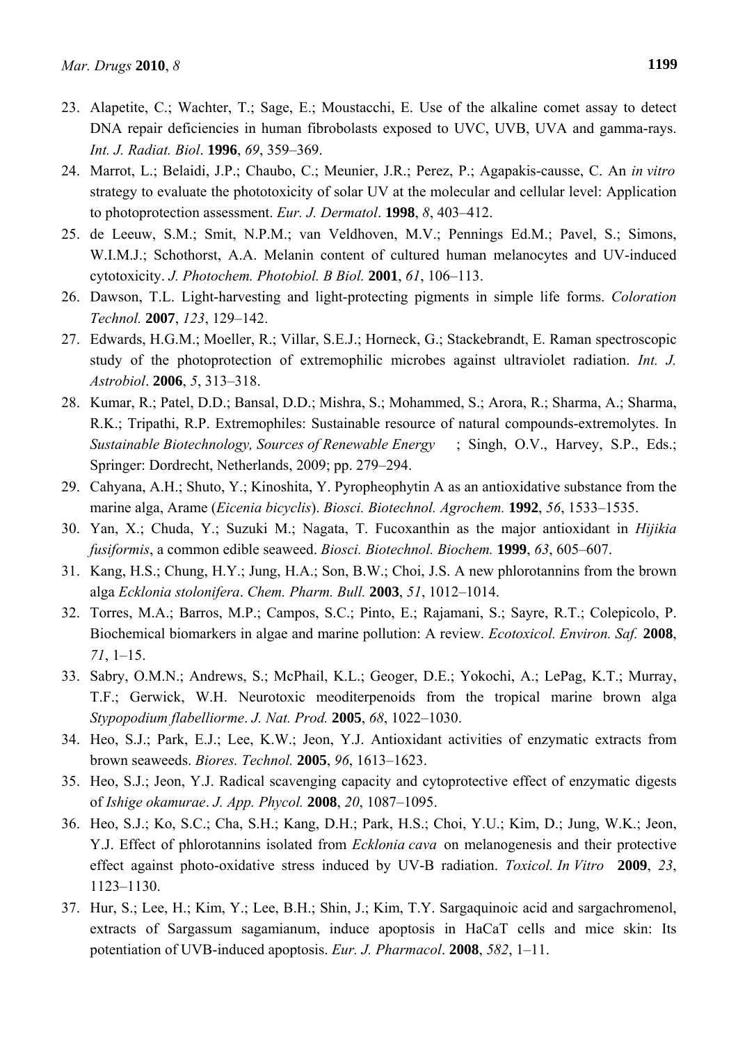23. Alapetite, C.; Wachter, T.; Sage, E.; Moustacchi, E. Use of the alkaline comet assay to detect DNA repair deficiencies in human fibrobolasts exposed to UVC, UVB, UVA and gamma-rays. *Int. J. Radiat. Biol*. **1996**, *69*, 359–369.
24. Marrot, L.; Belaidi, J.P.; Chaubo, C.; Meunier, J.R.; Perez, P.; Agapakis-causse, C. An *in vitro* strategy to evaluate the phototoxicity of solar UV at the molecular and cellular level: Application to photoprotection assessment. *Eur. J. Dermatol*. **1998**, *8*, 403–412.
25. de Leeuw, S.M.; Smit, N.P.M.; van Veldhoven, M.V.; Pennings Ed.M.; Pavel, S.; Simons, W.I.M.J.; Schothorst, A.A. Melanin content of cultured human melanocytes and UV-induced cytotoxicity. *J. Photochem. Photobiol. B Biol.* **2001**, *61*, 106–113.
26. Dawson, T.L. Light-harvesting and light-protecting pigments in simple life forms. *Coloration Technol.* **2007**, *123*, 129–142.
27. Edwards, H.G.M.; Moeller, R.; Villar, S.E.J.; Horneck, G.; Stackebrandt, E. Raman spectroscopic study of the photoprotection of extremophilic microbes against ultraviolet radiation. *Int. J. Astrobiol*. **2006**, *5*, 313–318.
28. Kumar, R.; Patel, D.D.; Bansal, D.D.; Mishra, S.; Mohammed, S.; Arora, R.; Sharma, A.; Sharma, R.K.; Tripathi, R.P. Extremophiles: Sustainable resource of natural compounds-extremolytes. In *Sustainable Biotechnology, Sources of Renewable Energy*; Singh, O.V., Harvey, S.P., Eds.; Springer: Dordrecht, Netherlands, 2009; pp. 279–294.
29. Cahyana, A.H.; Shuto, Y.; Kinoshita, Y. Pyropheophytin A as an antioxidative substance from the marine alga, Arame (*Eicenia bicyclis*). *Biosci. Biotechnol. Agrochem.* **1992**, *56*, 1533–1535.
30. Yan, X.; Chuda, Y.; Suzuki M.; Nagata, T. Fucoxanthin as the major antioxidant in *Hijikia fusiformis*, a common edible seaweed. *Biosci. Biotechnol. Biochem.* **1999**, *63*, 605–607.
31. Kang, H.S.; Chung, H.Y.; Jung, H.A.; Son, B.W.; Choi, J.S. A new phlorotannins from the brown alga *Ecklonia stolonifera*. *Chem. Pharm. Bull.* **2003**, *51*, 1012–1014.
32. Torres, M.A.; Barros, M.P.; Campos, S.C.; Pinto, E.; Rajamani, S.; Sayre, R.T.; Colepicolo, P. Biochemical biomarkers in algae and marine pollution: A review. *Ecotoxicol. Environ. Saf.* **2008**, *71*, 1–15.
33. Sabry, O.M.N.; Andrews, S.; McPhail, K.L.; Geoger, D.E.; Yokochi, A.; LePag, K.T.; Murray, T.F.; Gerwick, W.H. Neurotoxic meoditerpenoids from the tropical marine brown alga *Stypopodium flabelliorme*. *J. Nat. Prod.* **2005**, *68*, 1022–1030.
34. Heo, S.J.; Park, E.J.; Lee, K.W.; Jeon, Y.J. Antioxidant activities of enzymatic extracts from brown seaweeds. *Biores. Technol.* **2005**, *96*, 1613–1623.
35. Heo, S.J.; Jeon, Y.J. Radical scavenging capacity and cytoprotective effect of enzymatic digests of *Ishige okamurae*. *J. App. Phycol.* **2008**, *20*, 1087–1095.
36. Heo, S.J.; Ko, S.C.; Cha, S.H.; Kang, D.H.; Park, H.S.; Choi, Y.U.; Kim, D.; Jung, W.K.; Jeon, Y.J. Effect of phlorotannins isolated from *Ecklonia cava* on melanogenesis and their protective effect against photo-oxidative stress induced by UV-B radiation. *Toxicol. In Vitro* **2009**, *23*, 1123–1130.
37. Hur, S.; Lee, H.; Kim, Y.; Lee, B.H.; Shin, J.; Kim, T.Y. Sargaquinoic acid and sargachromenol, extracts of Sargassum sagamianum, induce apoptosis in HaCaT cells and mice skin: Its potentiation of UVB-induced apoptosis. *Eur. J. Pharmacol*. **2008**, *582*, 1–11.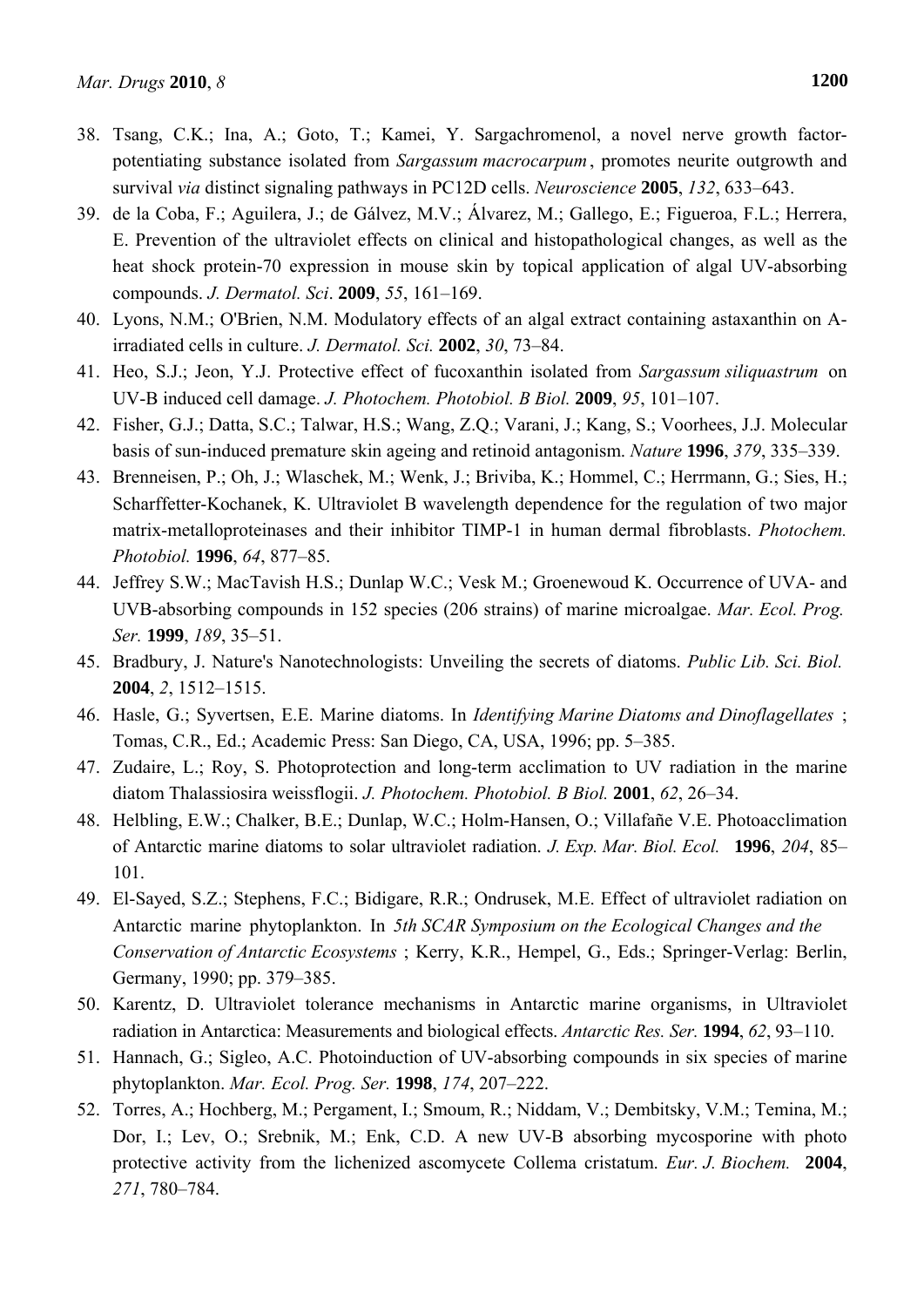38. Tsang, C.K.; Ina, A.; Goto, T.; Kamei, Y. Sargachromenol, a novel nerve growth factor-potentiating substance isolated from *Sargassum macrocarpum*, promotes neurite outgrowth and survival *via* distinct signaling pathways in PC12D cells. *Neuroscience* **2005**, *132*, 633–643.
39. de la Coba, F.; Aguilera, J.; de Gálvez, M.V.; Álvarez, M.; Gallego, E.; Figueroa, F.L.; Herrera, E. Prevention of the ultraviolet effects on clinical and histopathological changes, as well as the heat shock protein-70 expression in mouse skin by topical application of algal UV-absorbing compounds. *J. Dermatol. Sci*. **2009**, *55*, 161–169.
40. Lyons, N.M.; O'Brien, N.M. Modulatory effects of an algal extract containing astaxanthin on A-irradiated cells in culture. *J. Dermatol. Sci.* **2002**, *30*, 73–84.
41. Heo, S.J.; Jeon, Y.J. Protective effect of fucoxanthin isolated from *Sargassum siliquastrum* on UV-B induced cell damage. *J. Photochem. Photobiol. B Biol.* **2009**, *95*, 101–107.
42. Fisher, G.J.; Datta, S.C.; Talwar, H.S.; Wang, Z.Q.; Varani, J.; Kang, S.; Voorhees, J.J. Molecular basis of sun-induced premature skin ageing and retinoid antagonism. *Nature* **1996**, *379*, 335–339.
43. Brenneisen, P.; Oh, J.; Wlaschek, M.; Wenk, J.; Briviba, K.; Hommel, C.; Herrmann, G.; Sies, H.; Scharffetter-Kochanek, K. Ultraviolet B wavelength dependence for the regulation of two major matrix-metalloproteinases and their inhibitor TIMP-1 in human dermal fibroblasts. *Photochem. Photobiol.* **1996**, *64*, 877–85.
44. Jeffrey S.W.; MacTavish H.S.; Dunlap W.C.; Vesk M.; Groenewoud K. Occurrence of UVA- and UVB-absorbing compounds in 152 species (206 strains) of marine microalgae. *Mar. Ecol. Prog. Ser.* **1999**, *189*, 35–51.
45. Bradbury, J. Nature's Nanotechnologists: Unveiling the secrets of diatoms. *Public Lib. Sci. Biol.* **2004**, *2*, 1512–1515.
46. Hasle, G.; Syvertsen, E.E. Marine diatoms. In *Identifying Marine Diatoms and Dinoflagellates*; Tomas, C.R., Ed.; Academic Press: San Diego, CA, USA, 1996; pp. 5–385.
47. Zudaire, L.; Roy, S. Photoprotection and long-term acclimation to UV radiation in the marine diatom Thalassiosira weissflogii. *J. Photochem. Photobiol. B Biol.* **2001**, *62*, 26–34.
48. Helbling, E.W.; Chalker, B.E.; Dunlap, W.C.; Holm-Hansen, O.; Villafañe V.E. Photoacclimation of Antarctic marine diatoms to solar ultraviolet radiation. *J. Exp. Mar. Biol. Ecol.* **1996**, *204*, 85–101.
49. El-Sayed, S.Z.; Stephens, F.C.; Bidigare, R.R.; Ondrusek, M.E. Effect of ultraviolet radiation on Antarctic marine phytoplankton. In *5th SCAR Symposium on the Ecological Changes and the Conservation of Antarctic Ecosystems*; Kerry, K.R., Hempel, G., Eds.; Springer-Verlag: Berlin, Germany, 1990; pp. 379–385.
50. Karentz, D. Ultraviolet tolerance mechanisms in Antarctic marine organisms, in Ultraviolet radiation in Antarctica: Measurements and biological effects. *Antarctic Res. Ser.* **1994**, *62*, 93–110.
51. Hannach, G.; Sigleo, A.C. Photoinduction of UV-absorbing compounds in six species of marine phytoplankton. *Mar. Ecol. Prog. Ser.* **1998**, *174*, 207–222.
52. Torres, A.; Hochberg, M.; Pergament, I.; Smoum, R.; Niddam, V.; Dembitsky, V.M.; Temina, M.; Dor, I.; Lev, O.; Srebnik, M.; Enk, C.D. A new UV-B absorbing mycosporine with photo protective activity from the lichenized ascomycete Collema cristatum. *Eur. J. Biochem.* **2004**, *271*, 780–784.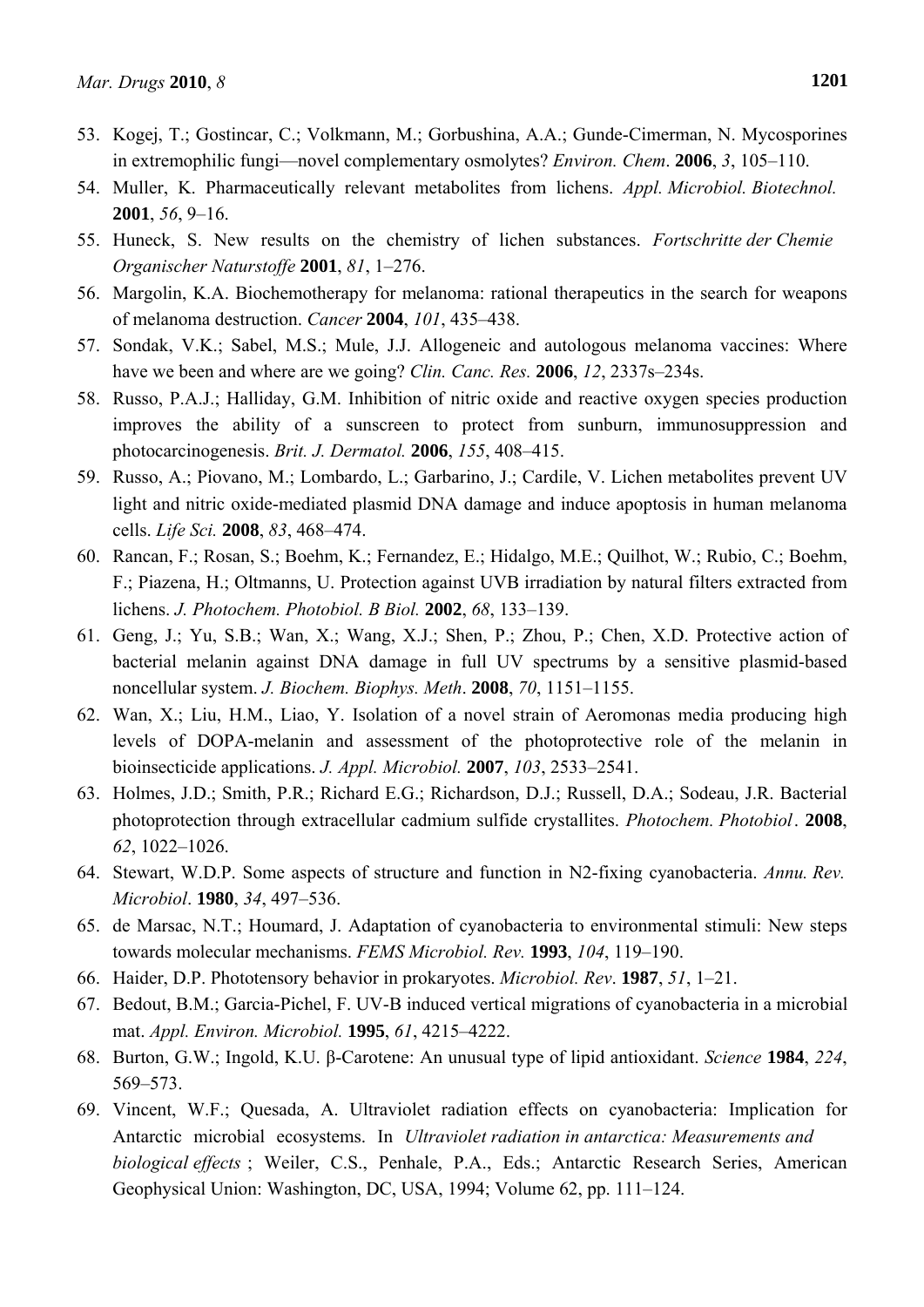53. Kogej, T.; Gostincar, C.; Volkmann, M.; Gorbushina, A.A.; Gunde-Cimerman, N. Mycosporines in extremophilic fungi—novel complementary osmolytes? *Environ. Chem*. **2006**, *3*, 105–110.
54. Muller, K. Pharmaceutically relevant metabolites from lichens. *Appl. Microbiol. Biotechnol.* **2001**, *56*, 9–16.
55. Huneck, S. New results on the chemistry of lichen substances. *Fortschritte der Chemie Organischer Naturstoffe* **2001**, *81*, 1–276.
56. Margolin, K.A. Biochemotherapy for melanoma: rational therapeutics in the search for weapons of melanoma destruction. *Cancer* **2004**, *101*, 435–438.
57. Sondak, V.K.; Sabel, M.S.; Mule, J.J. Allogeneic and autologous melanoma vaccines: Where have we been and where are we going? *Clin. Canc. Res.* **2006**, *12*, 2337s–234s.
58. Russo, P.A.J.; Halliday, G.M. Inhibition of nitric oxide and reactive oxygen species production improves the ability of a sunscreen to protect from sunburn, immunosuppression and photocarcinogenesis. *Brit. J. Dermatol.* **2006**, *155*, 408–415.
59. Russo, A.; Piovano, M.; Lombardo, L.; Garbarino, J.; Cardile, V. Lichen metabolites prevent UV light and nitric oxide-mediated plasmid DNA damage and induce apoptosis in human melanoma cells. *Life Sci.* **2008**, *83*, 468–474.
60. Rancan, F.; Rosan, S.; Boehm, K.; Fernandez, E.; Hidalgo, M.E.; Quilhot, W.; Rubio, C.; Boehm, F.; Piazena, H.; Oltmanns, U. Protection against UVB irradiation by natural filters extracted from lichens. *J. Photochem. Photobiol. B Biol.* **2002**, *68*, 133–139.
61. Geng, J.; Yu, S.B.; Wan, X.; Wang, X.J.; Shen, P.; Zhou, P.; Chen, X.D. Protective action of bacterial melanin against DNA damage in full UV spectrums by a sensitive plasmid-based noncellular system. *J. Biochem. Biophys. Meth*. **2008**, *70*, 1151–1155.
62. Wan, X.; Liu, H.M., Liao, Y. Isolation of a novel strain of Aeromonas media producing high levels of DOPA-melanin and assessment of the photoprotective role of the melanin in bioinsecticide applications. *J. Appl. Microbiol.* **2007**, *103*, 2533–2541.
63. Holmes, J.D.; Smith, P.R.; Richard E.G.; Richardson, D.J.; Russell, D.A.; Sodeau, J.R. Bacterial photoprotection through extracellular cadmium sulfide crystallites. *Photochem. Photobiol*. **2008**, *62*, 1022–1026.
64. Stewart, W.D.P. Some aspects of structure and function in N2-fixing cyanobacteria. *Annu. Rev. Microbiol*. **1980**, *34*, 497–536.
65. de Marsac, N.T.; Houmard, J. Adaptation of cyanobacteria to environmental stimuli: New steps towards molecular mechanisms. *FEMS Microbiol. Rev.* **1993**, *104*, 119–190.
66. Haider, D.P. Phototensory behavior in prokaryotes. *Microbiol. Rev*. **1987**, *51*, 1–21.
67. Bedout, B.M.; Garcia-Pichel, F. UV-B induced vertical migrations of cyanobacteria in a microbial mat. *Appl. Environ. Microbiol.* **1995**, *61*, 4215–4222.
68. Burton, G.W.; Ingold, K.U. β-Carotene: An unusual type of lipid antioxidant. *Science* **1984**, *224*, 569–573.
69. Vincent, W.F.; Quesada, A. Ultraviolet radiation effects on cyanobacteria: Implication for Antarctic microbial ecosystems. In *Ultraviolet radiation in antarctica: Measurements and biological effects* ; Weiler, C.S., Penhale, P.A., Eds.; Antarctic Research Series, American Geophysical Union: Washington, DC, USA, 1994; Volume 62, pp. 111–124.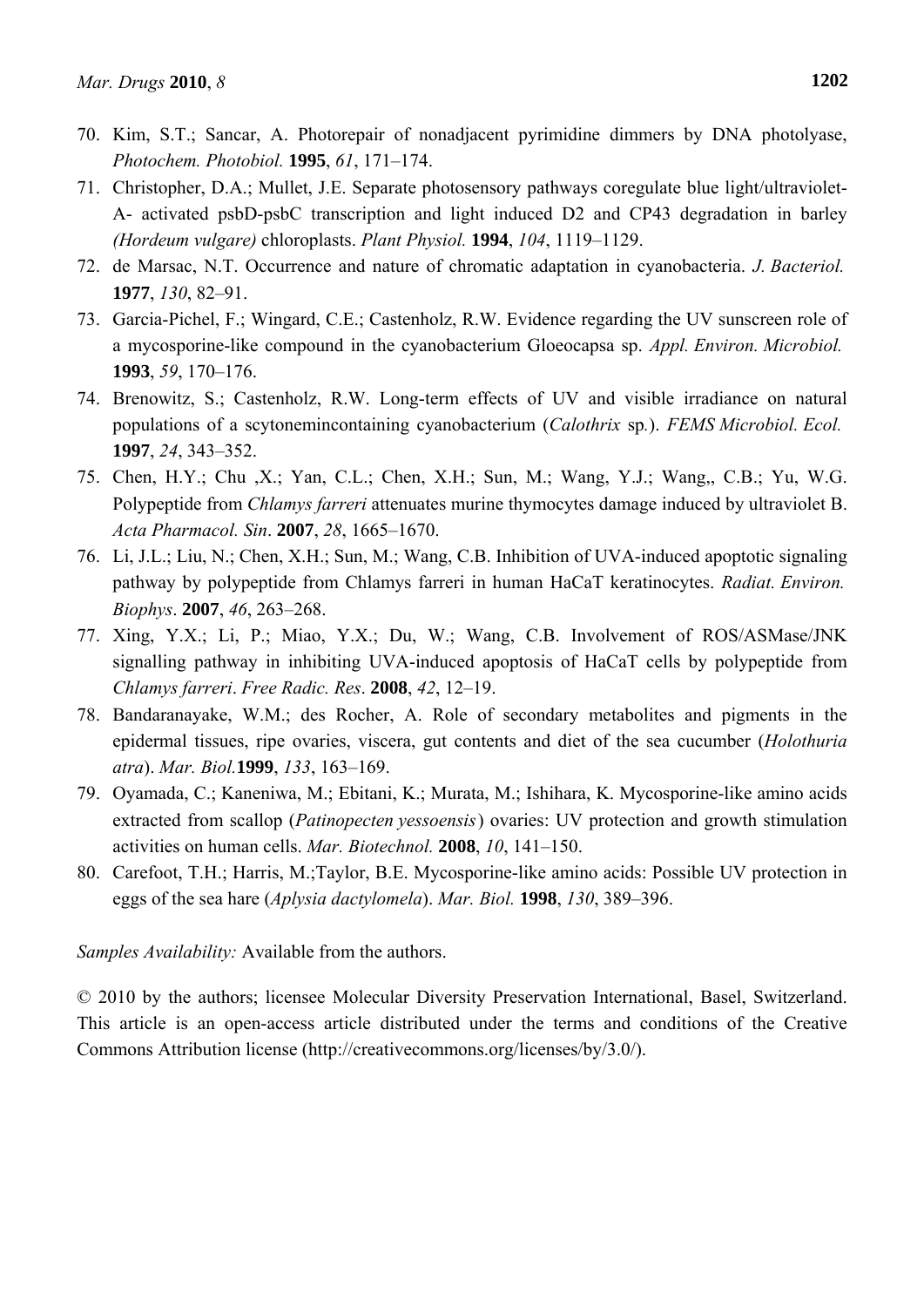70. Kim, S.T.; Sancar, A. Photorepair of nonadjacent pyrimidine dimmers by DNA photolyase, *Photochem. Photobiol.* **1995**, *61*, 171–174.
71. Christopher, D.A.; Mullet, J.E. Separate photosensory pathways coregulate blue light/ultraviolet-A- activated psbD-psbC transcription and light induced D2 and CP43 degradation in barley *(Hordeum vulgare)* chloroplasts. *Plant Physiol.* **1994**, *104*, 1119–1129.
72. de Marsac, N.T. Occurrence and nature of chromatic adaptation in cyanobacteria. *J. Bacteriol.* **1977**, *130*, 82–91.
73. Garcia-Pichel, F.; Wingard, C.E.; Castenholz, R.W. Evidence regarding the UV sunscreen role of a mycosporine-like compound in the cyanobacterium Gloeocapsa sp. *Appl. Environ. Microbiol.* **1993**, *59*, 170–176.
74. Brenowitz, S.; Castenholz, R.W. Long-term effects of UV and visible irradiance on natural populations of a scytonemincontaining cyanobacterium (*Calothrix* sp.). *FEMS Microbiol. Ecol.* **1997**, *24*, 343–352.
75. Chen, H.Y.; Chu ,X.; Yan, C.L.; Chen, X.H.; Sun, M.; Wang, Y.J.; Wang,, C.B.; Yu, W.G. Polypeptide from *Chlamys farreri* attenuates murine thymocytes damage induced by ultraviolet B. *Acta Pharmacol. Sin*. **2007**, *28*, 1665–1670.
76. Li, J.L.; Liu, N.; Chen, X.H.; Sun, M.; Wang, C.B. Inhibition of UVA-induced apoptotic signaling pathway by polypeptide from Chlamys farreri in human HaCaT keratinocytes. *Radiat. Environ. Biophys*. **2007**, *46*, 263–268.
77. Xing, Y.X.; Li, P.; Miao, Y.X.; Du, W.; Wang, C.B. Involvement of ROS/ASMase/JNK signalling pathway in inhibiting UVA-induced apoptosis of HaCaT cells by polypeptide from *Chlamys farreri*. *Free Radic. Res*. **2008**, *42*, 12–19.
78. Bandaranayake, W.M.; des Rocher, A. Role of secondary metabolites and pigments in the epidermal tissues, ripe ovaries, viscera, gut contents and diet of the sea cucumber (*Holothuria atra*). *Mar. Biol.* **1999**, *133*, 163–169.
79. Oyamada, C.; Kaneniwa, M.; Ebitani, K.; Murata, M.; Ishihara, K. Mycosporine-like amino acids extracted from scallop (*Patinopecten yessoensis*) ovaries: UV protection and growth stimulation activities on human cells. *Mar. Biotechnol.* **2008**, *10*, 141–150.
80. Carefoot, T.H.; Harris, M.;Taylor, B.E. Mycosporine-like amino acids: Possible UV protection in eggs of the sea hare (*Aplysia dactylomela*). *Mar. Biol.* **1998**, *130*, 389–396.

*Samples Availability:* Available from the authors.

© 2010 by the authors; licensee Molecular Diversity Preservation International, Basel, Switzerland. This article is an open-access article distributed under the terms and conditions of the Creative Commons Attribution license (http://creativecommons.org/licenses/by/3.0/).